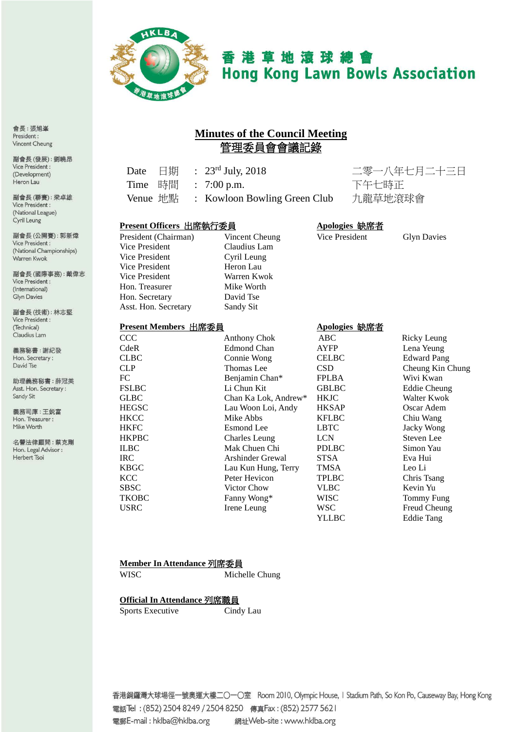# 香港草地滾球總會
# Hong Kong Lawn Bowls Association

會長：張旭峯
President : Vincent Cheung

副會長 (發展)：劉曉昂
Vice President : (Development) Heron Lau

副會長 (聯賽)：梁卓雄
Vice President : (National League) Cyril Leung

副會長 (公開賽)：郭新煒
Vice President : (National Championships) Warren Kwok

副會長 (國際事務)：戴偉志
Vice President : (International) Glyn Davies

副會長 (技術)：林志堅
Vice President : (Technical) Claudius Lam

義務秘書：謝紀發
Hon. Secretary : David Tse

助理義務秘書：薛冠美
Asst. Hon. Secretary : Sandy Sit

義務司庫：王鋭富
Hon. Treasurer : Mike Worth

名譽法律顧問：蔡克剛
Hon. Legal Advisor : Herbert Tsoi

## Minutes of the Council Meeting
## 管理委員會會議記錄

| | | | |
|---|---|---|---|
| Date 日期 | : | 23rd July, 2018 | 二零一八年七月二十三日 |
| Time 時間 | : | 7:00 p.m. | 下午七時正 |
| Venue 地點 | : | Kowloon Bowling Green Club | 九龍草地滾球會 |

**Present Officers 出席執行委員**

| | |
|---|---|
| President (Chairman) | Vincent Cheung |
| Vice President | Claudius Lam |
| Vice President | Cyril Leung |
| Vice President | Heron Lau |
| Vice President | Warren Kwok |
| Hon. Treasurer | Mike Worth |
| Hon. Secretary | David Tse |
| Asst. Hon. Secretary | Sandy Sit |

**Apologies 缺席者**

| | |
|---|---|
| Vice President | Glyn Davies |

**Present Members 出席委員**

| | |
|---|---|
| CCC | Anthony Chok |
| CdeR | Edmond Chan |
| CLBC | Connie Wong |
| CLP | Thomas Lee |
| FC | Benjamin Chan* |
| FSLBC | Li Chun Kit |
| GLBC | Chan Ka Lok, Andrew* |
| HEGSC | Lau Woon Loi, Andy |
| HKCC | Mike Abbs |
| HKFC | Esmond Lee |
| HKPBC | Charles Leung |
| ILBC | Mak Chuen Chi |
| IRC | Arshinder Grewal |
| KBGC | Lau Kun Hung, Terry |
| KCC | Peter Hevicon |
| SBSC | Victor Chow |
| TKOBC | Fanny Wong* |
| USRC | Irene Leung |

**Apologies 缺席者**

| | |
|---|---|
| ABC | Ricky Leung |
| AYFP | Lena Yeung |
| CELBC | Edward Pang |
| CSD | Cheung Kin Chung |
| FPLBA | Wivi Kwan |
| GBLBC | Eddie Cheung |
| HKJC | Walter Kwok |
| HKSAP | Oscar Adem |
| KFLBC | Chiu Wang |
| LBTC | Jacky Wong |
| LCN | Steven Lee |
| PDLBC | Simon Yau |
| STSA | Eva Hui |
| TMSA | Leo Li |
| TPLBC | Chris Tsang |
| VLBC | Kevin Yu |
| WISC | Tommy Fung |
| WSC | Freud Cheung |
| YLLBC | Eddie Tang |

**Member In Attendance 列席委員**

| | |
|---|---|
| WISC | Michelle Chung |

**Official In Attendance 列席職員**

| | |
|---|---|
| Sports Executive | Cindy Lau |

香港銅鑼灣大球場徑一號奧運大樓二〇一〇室 Room 2010, Olympic House, 1 Stadium Path, So Kon Po, Causeway Bay, Hong Kong
電話Tel : (852) 2504 8249 / 2504 8250 傳真Fax : (852) 2577 5621
電郵E-mail : hklba@hklba.org 網址Web-site : www.hklba.org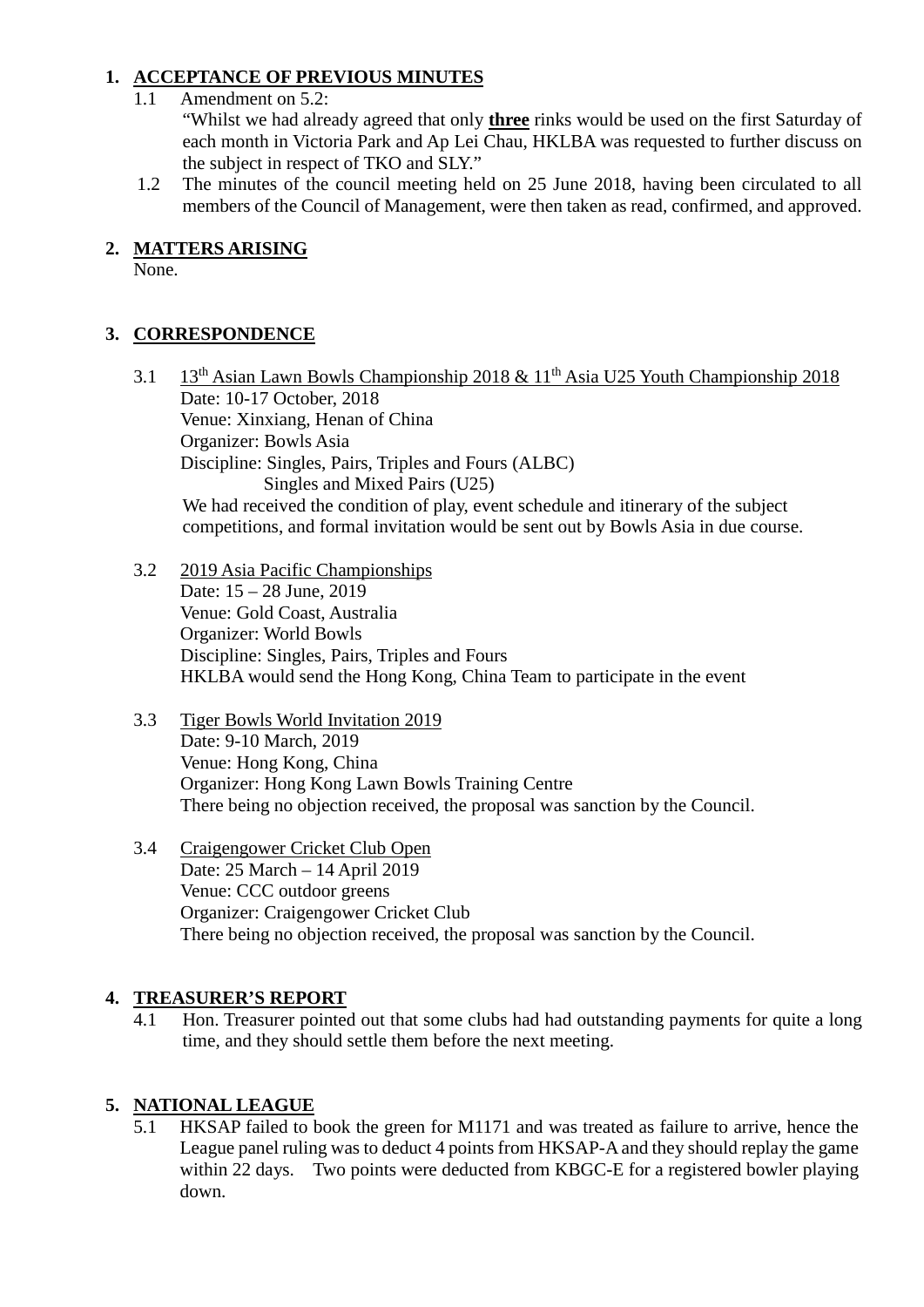## 1. ACCEPTANCE OF PREVIOUS MINUTES

1.1 Amendment on 5.2:

"Whilst we had already agreed that only **three** rinks would be used on the first Saturday of each month in Victoria Park and Ap Lei Chau, HKLBA was requested to further discuss on the subject in respect of TKO and SLY."

1.2 The minutes of the council meeting held on 25 June 2018, having been circulated to all members of the Council of Management, were then taken as read, confirmed, and approved.

## 2. MATTERS ARISING

None.

## 3. CORRESPONDENCE

3.1 13th Asian Lawn Bowls Championship 2018 & 11th Asia U25 Youth Championship 2018

Date: 10-17 October, 2018
Venue: Xinxiang, Henan of China
Organizer: Bowls Asia
Discipline: Singles, Pairs, Triples and Fours (ALBC)
Singles and Mixed Pairs (U25)
We had received the condition of play, event schedule and itinerary of the subject competitions, and formal invitation would be sent out by Bowls Asia in due course.

3.2 2019 Asia Pacific Championships

Date: 15 – 28 June, 2019
Venue: Gold Coast, Australia
Organizer: World Bowls
Discipline: Singles, Pairs, Triples and Fours
HKLBA would send the Hong Kong, China Team to participate in the event

3.3 Tiger Bowls World Invitation 2019

Date: 9-10 March, 2019
Venue: Hong Kong, China
Organizer: Hong Kong Lawn Bowls Training Centre
There being no objection received, the proposal was sanction by the Council.

3.4 Craigengower Cricket Club Open

Date: 25 March – 14 April 2019
Venue: CCC outdoor greens
Organizer: Craigengower Cricket Club
There being no objection received, the proposal was sanction by the Council.

## 4. TREASURER'S REPORT

4.1 Hon. Treasurer pointed out that some clubs had had outstanding payments for quite a long time, and they should settle them before the next meeting.

## 5. NATIONAL LEAGUE

5.1 HKSAP failed to book the green for M1171 and was treated as failure to arrive, hence the League panel ruling was to deduct 4 points from HKSAP-A and they should replay the game within 22 days. Two points were deducted from KBGC-E for a registered bowler playing down.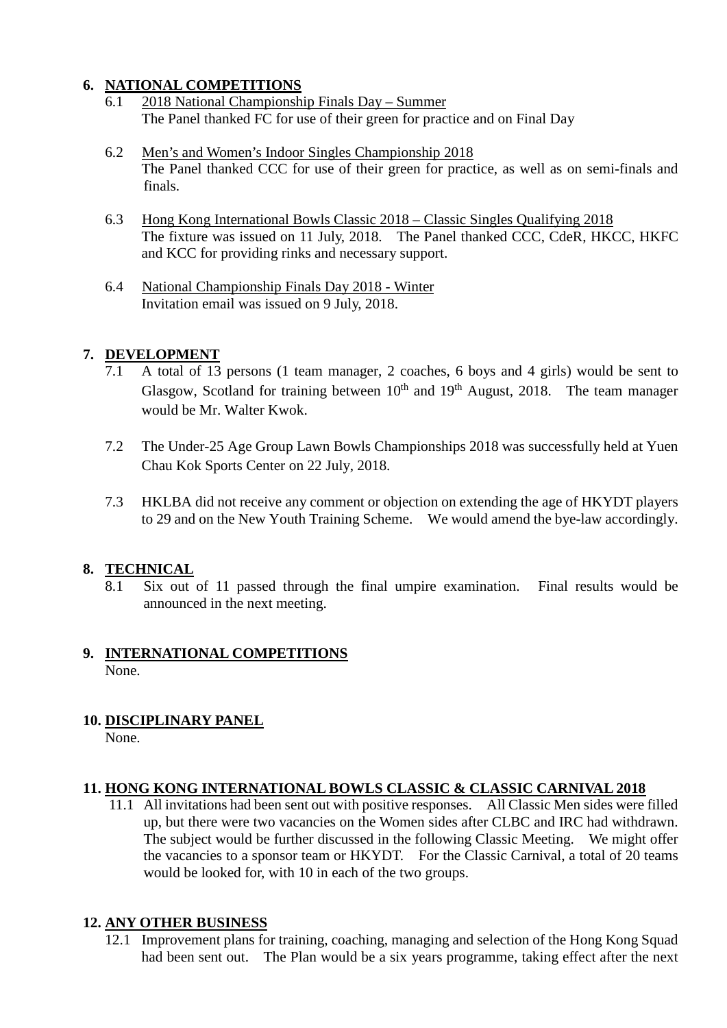**6. NATIONAL COMPETITIONS**

6.1 2018 National Championship Finals Day – Summer
The Panel thanked FC for use of their green for practice and on Final Day

6.2 Men's and Women's Indoor Singles Championship 2018
The Panel thanked CCC for use of their green for practice, as well as on semi-finals and finals.

6.3 Hong Kong International Bowls Classic 2018 – Classic Singles Qualifying 2018
The fixture was issued on 11 July, 2018. The Panel thanked CCC, CdeR, HKCC, HKFC and KCC for providing rinks and necessary support.

6.4 National Championship Finals Day 2018 - Winter
Invitation email was issued on 9 July, 2018.

**7. DEVELOPMENT**

7.1 A total of 13 persons (1 team manager, 2 coaches, 6 boys and 4 girls) would be sent to Glasgow, Scotland for training between 10th and 19th August, 2018. The team manager would be Mr. Walter Kwok.

7.2 The Under-25 Age Group Lawn Bowls Championships 2018 was successfully held at Yuen Chau Kok Sports Center on 22 July, 2018.

7.3 HKLBA did not receive any comment or objection on extending the age of HKYDT players to 29 and on the New Youth Training Scheme. We would amend the bye-law accordingly.

**8. TECHNICAL**

8.1 Six out of 11 passed through the final umpire examination. Final results would be announced in the next meeting.

**9. INTERNATIONAL COMPETITIONS**

None.

**10. DISCIPLINARY PANEL**

None.

**11. HONG KONG INTERNATIONAL BOWLS CLASSIC & CLASSIC CARNIVAL 2018**

11.1 All invitations had been sent out with positive responses. All Classic Men sides were filled up, but there were two vacancies on the Women sides after CLBC and IRC had withdrawn. The subject would be further discussed in the following Classic Meeting. We might offer the vacancies to a sponsor team or HKYDT. For the Classic Carnival, a total of 20 teams would be looked for, with 10 in each of the two groups.

**12. ANY OTHER BUSINESS**

12.1 Improvement plans for training, coaching, managing and selection of the Hong Kong Squad had been sent out. The Plan would be a six years programme, taking effect after the next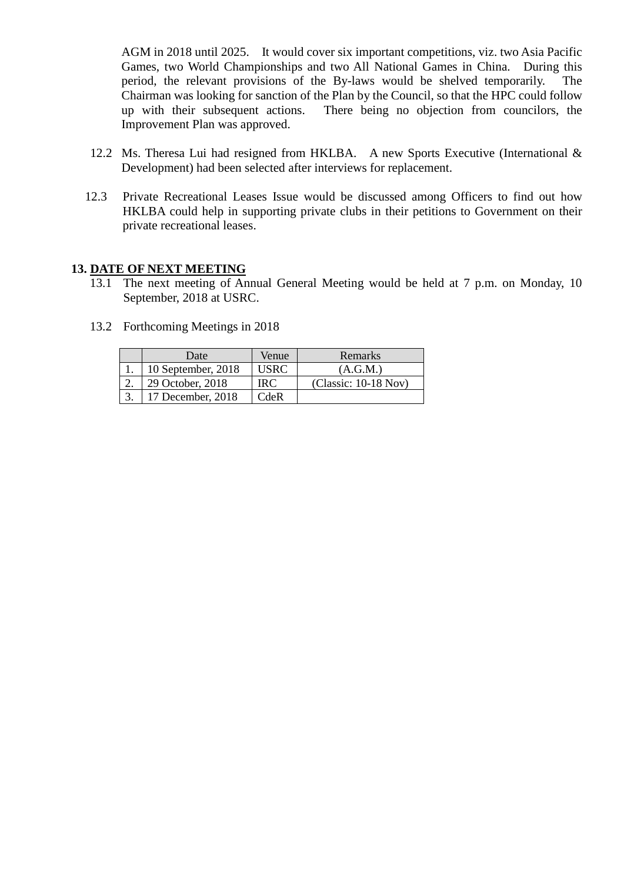AGM in 2018 until 2025. It would cover six important competitions, viz. two Asia Pacific Games, two World Championships and two All National Games in China. During this period, the relevant provisions of the By-laws would be shelved temporarily. The Chairman was looking for sanction of the Plan by the Council, so that the HPC could follow up with their subsequent actions. There being no objection from councilors, the Improvement Plan was approved.

12.2 Ms. Theresa Lui had resigned from HKLBA. A new Sports Executive (International & Development) had been selected after interviews for replacement.

12.3 Private Recreational Leases Issue would be discussed among Officers to find out how HKLBA could help in supporting private clubs in their petitions to Government on their private recreational leases.

**13. <u>DATE OF NEXT MEETING</u>**

13.1 The next meeting of Annual General Meeting would be held at 7 p.m. on Monday, 10 September, 2018 at USRC.

13.2 Forthcoming Meetings in 2018

| | Date | Venue | Remarks |
|---|---|---|---|
| 1. | 10 September, 2018 | USRC | (A.G.M.) |
| 2. | 29 October, 2018 | IRC | (Classic: 10-18 Nov) |
| 3. | 17 December, 2018 | CdeR | |